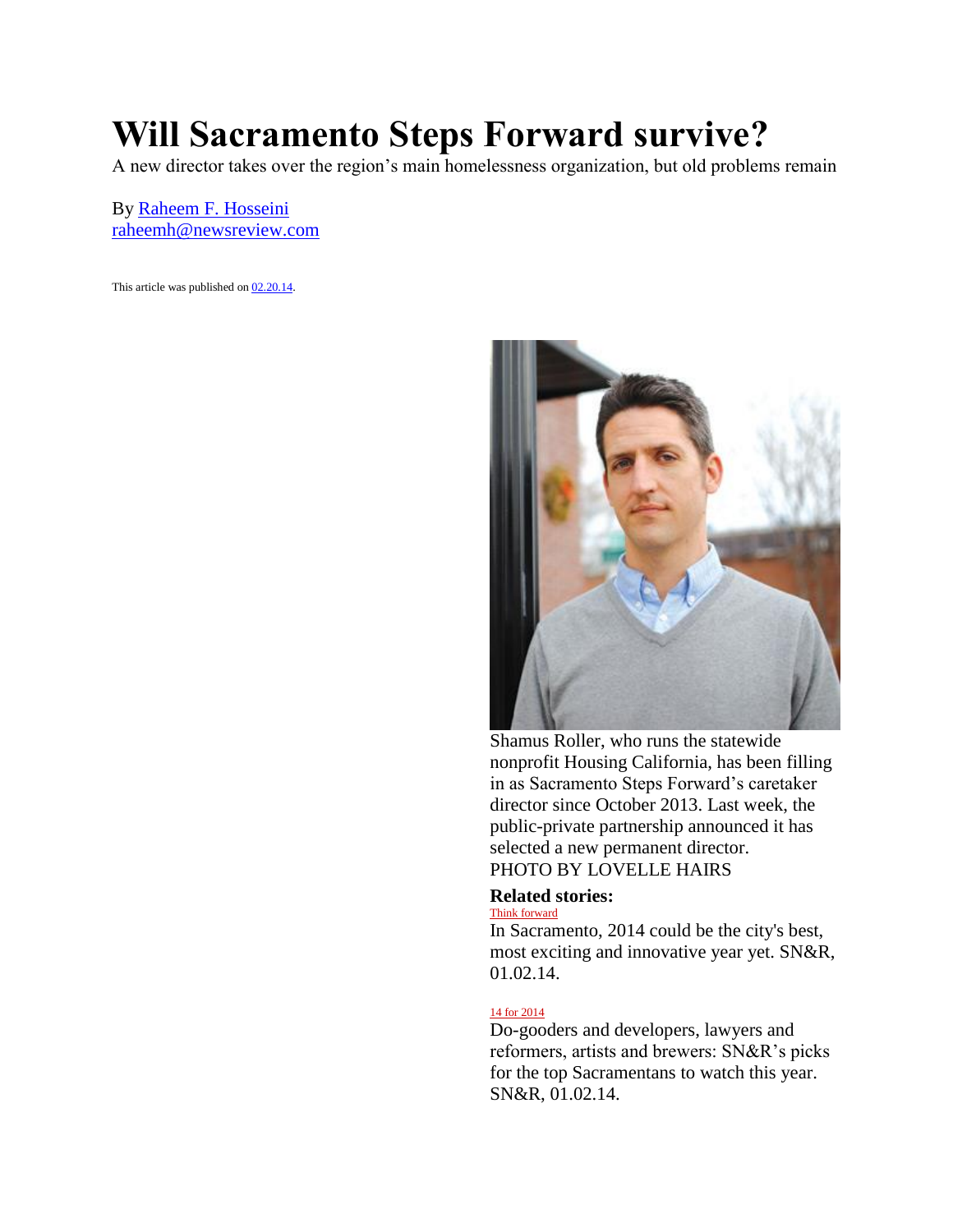# Will Sacramento Steps Forward survive?

A new director takes over the region's main homelessness organization, but old problems remain

By Raheem F. Hosseini
raheemh@newsreview.com

This article was published on 02.20.14.

Shamus Roller, who runs the statewide nonprofit Housing California, has been filling in as Sacramento Steps Forward's caretaker director since October 2013. Last week, the public-private partnership announced it has selected a new permanent director.
PHOTO BY LOVELLE HAIRS

**Related stories:**

Think forward

In Sacramento, 2014 could be the city's best, most exciting and innovative year yet. SN&R, 01.02.14.

14 for 2014

Do-gooders and developers, lawyers and reformers, artists and brewers: SN&R's picks for the top Sacramentans to watch this year. SN&R, 01.02.14.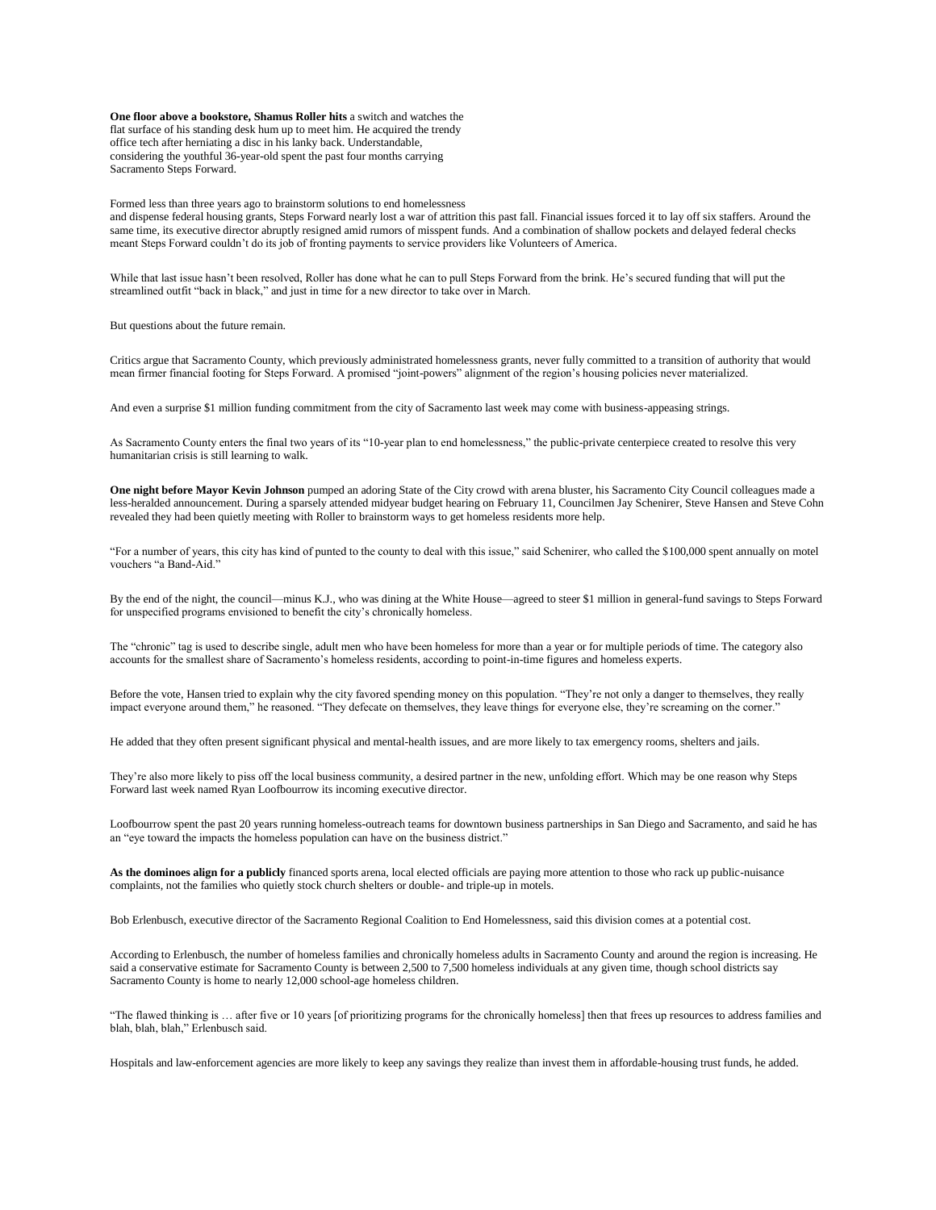**One floor above a bookstore, Shamus Roller hits** a switch and watches the flat surface of his standing desk hum up to meet him. He acquired the trendy office tech after herniating a disc in his lanky back. Understandable, considering the youthful 36-year-old spent the past four months carrying Sacramento Steps Forward.

Formed less than three years ago to brainstorm solutions to end homelessness and dispense federal housing grants, Steps Forward nearly lost a war of attrition this past fall. Financial issues forced it to lay off six staffers. Around the same time, its executive director abruptly resigned amid rumors of misspent funds. And a combination of shallow pockets and delayed federal checks meant Steps Forward couldn't do its job of fronting payments to service providers like Volunteers of America.

While that last issue hasn't been resolved, Roller has done what he can to pull Steps Forward from the brink. He's secured funding that will put the streamlined outfit "back in black," and just in time for a new director to take over in March.

But questions about the future remain.

Critics argue that Sacramento County, which previously administrated homelessness grants, never fully committed to a transition of authority that would mean firmer financial footing for Steps Forward. A promised "joint-powers" alignment of the region's housing policies never materialized.

And even a surprise $1 million funding commitment from the city of Sacramento last week may come with business-appeasing strings.

As Sacramento County enters the final two years of its "10-year plan to end homelessness," the public-private centerpiece created to resolve this very humanitarian crisis is still learning to walk.

**One night before Mayor Kevin Johnson** pumped an adoring State of the City crowd with arena bluster, his Sacramento City Council colleagues made a less-heralded announcement. During a sparsely attended midyear budget hearing on February 11, Councilmen Jay Schenirer, Steve Hansen and Steve Cohn revealed they had been quietly meeting with Roller to brainstorm ways to get homeless residents more help.

"For a number of years, this city has kind of punted to the county to deal with this issue," said Schenirer, who called the $100,000 spent annually on motel vouchers "a Band-Aid."

By the end of the night, the council—minus K.J., who was dining at the White House—agreed to steer $1 million in general-fund savings to Steps Forward for unspecified programs envisioned to benefit the city's chronically homeless.

The "chronic" tag is used to describe single, adult men who have been homeless for more than a year or for multiple periods of time. The category also accounts for the smallest share of Sacramento's homeless residents, according to point-in-time figures and homeless experts.

Before the vote, Hansen tried to explain why the city favored spending money on this population. "They're not only a danger to themselves, they really impact everyone around them," he reasoned. "They defecate on themselves, they leave things for everyone else, they're screaming on the corner."

He added that they often present significant physical and mental-health issues, and are more likely to tax emergency rooms, shelters and jails.

They're also more likely to piss off the local business community, a desired partner in the new, unfolding effort. Which may be one reason why Steps Forward last week named Ryan Loofbourrow its incoming executive director.

Loofbourrow spent the past 20 years running homeless-outreach teams for downtown business partnerships in San Diego and Sacramento, and said he has an "eye toward the impacts the homeless population can have on the business district."

**As the dominoes align for a publicly** financed sports arena, local elected officials are paying more attention to those who rack up public-nuisance complaints, not the families who quietly stock church shelters or double- and triple-up in motels.

Bob Erlenbusch, executive director of the Sacramento Regional Coalition to End Homelessness, said this division comes at a potential cost.

According to Erlenbusch, the number of homeless families and chronically homeless adults in Sacramento County and around the region is increasing. He said a conservative estimate for Sacramento County is between 2,500 to 7,500 homeless individuals at any given time, though school districts say Sacramento County is home to nearly 12,000 school-age homeless children.

"The flawed thinking is … after five or 10 years [of prioritizing programs for the chronically homeless] then that frees up resources to address families and blah, blah, blah," Erlenbusch said.

Hospitals and law-enforcement agencies are more likely to keep any savings they realize than invest them in affordable-housing trust funds, he added.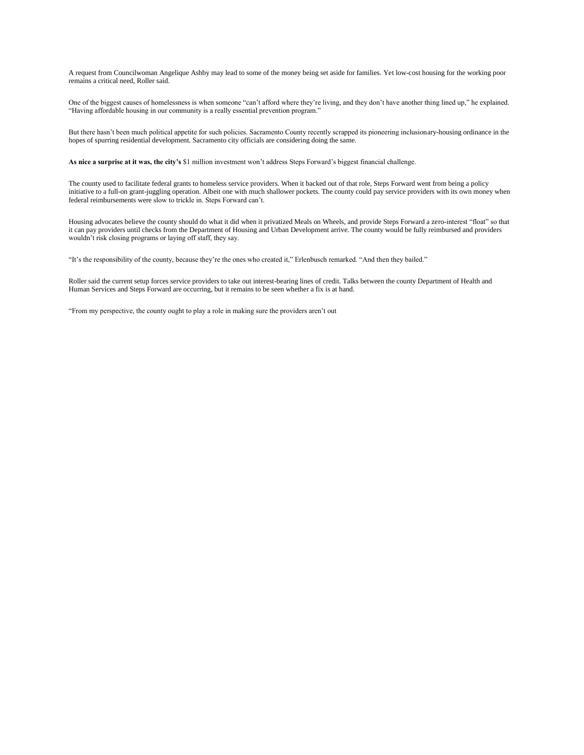A request from Councilwoman Angelique Ashby may lead to some of the money being set aside for families. Yet low-cost housing for the working poor remains a critical need, Roller said.

One of the biggest causes of homelessness is when someone "can't afford where they're living, and they don't have another thing lined up," he explained. "Having affordable housing in our community is a really essential prevention program."

But there hasn't been much political appetite for such policies. Sacramento County recently scrapped its pioneering inclusionary-housing ordinance in the hopes of spurring residential development. Sacramento city officials are considering doing the same.

**As nice a surprise at it was, the city's** $1 million investment won't address Steps Forward's biggest financial challenge.

The county used to facilitate federal grants to homeless service providers. When it backed out of that role, Steps Forward went from being a policy initiative to a full-on grant-juggling operation. Albeit one with much shallower pockets. The county could pay service providers with its own money when federal reimbursements were slow to trickle in. Steps Forward can't.

Housing advocates believe the county should do what it did when it privatized Meals on Wheels, and provide Steps Forward a zero-interest "float" so that it can pay providers until checks from the Department of Housing and Urban Development arrive. The county would be fully reimbursed and providers wouldn't risk closing programs or laying off staff, they say.

"It's the responsibility of the county, because they're the ones who created it," Erlenbusch remarked. "And then they bailed."

Roller said the current setup forces service providers to take out interest-bearing lines of credit. Talks between the county Department of Health and Human Services and Steps Forward are occurring, but it remains to be seen whether a fix is at hand.

"From my perspective, the county ought to play a role in making sure the providers aren't out